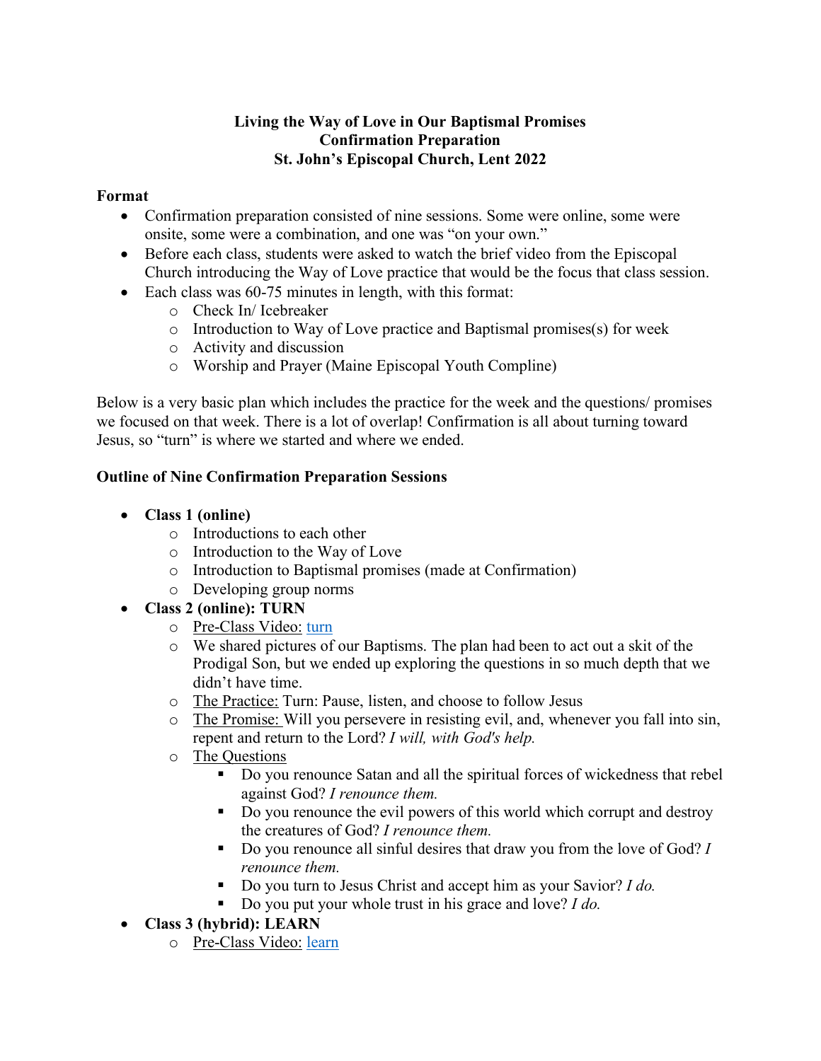**Living the Way of Love in Our Baptismal Promises**
**Confirmation Preparation**
**St. John's Episcopal Church, Lent 2022**

**Format**

- Confirmation preparation consisted of nine sessions. Some were online, some were onsite, some were a combination, and one was "on your own."
- Before each class, students were asked to watch the brief video from the Episcopal Church introducing the Way of Love practice that would be the focus that class session.
- Each class was 60-75 minutes in length, with this format:
  - Check In/ Icebreaker
  - Introduction to Way of Love practice and Baptismal promises(s) for week
  - Activity and discussion
  - Worship and Prayer (Maine Episcopal Youth Compline)

Below is a very basic plan which includes the practice for the week and the questions/ promises we focused on that week. There is a lot of overlap! Confirmation is all about turning toward Jesus, so "turn" is where we started and where we ended.

**Outline of Nine Confirmation Preparation Sessions**

- **Class 1 (online)**
  - Introductions to each other
  - Introduction to the Way of Love
  - Introduction to Baptismal promises (made at Confirmation)
  - Developing group norms
- **Class 2 (online): TURN**
  - Pre-Class Video: turn
  - We shared pictures of our Baptisms. The plan had been to act out a skit of the Prodigal Son, but we ended up exploring the questions in so much depth that we didn't have time.
  - The Practice: Turn: Pause, listen, and choose to follow Jesus
  - The Promise: Will you persevere in resisting evil, and, whenever you fall into sin, repent and return to the Lord? *I will, with God's help.*
  - The Questions
    - Do you renounce Satan and all the spiritual forces of wickedness that rebel against God? *I renounce them.*
    - Do you renounce the evil powers of this world which corrupt and destroy the creatures of God? *I renounce them.*
    - Do you renounce all sinful desires that draw you from the love of God? *I renounce them.*
    - Do you turn to Jesus Christ and accept him as your Savior? *I do.*
    - Do you put your whole trust in his grace and love? *I do.*
- **Class 3 (hybrid): LEARN**
  - Pre-Class Video: learn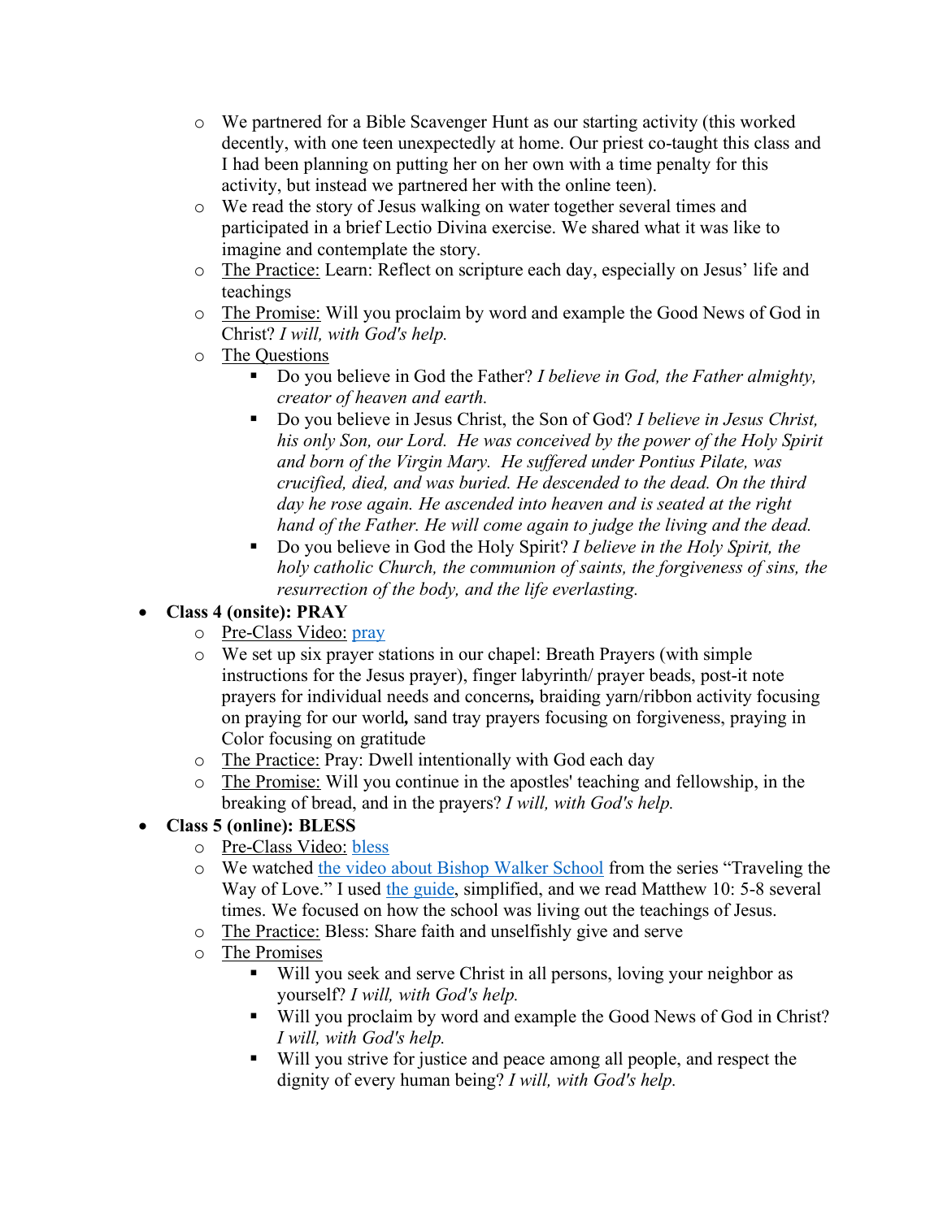- We partnered for a Bible Scavenger Hunt as our starting activity (this worked decently, with one teen unexpectedly at home. Our priest co-taught this class and I had been planning on putting her on her own with a time penalty for this activity, but instead we partnered her with the online teen).
- We read the story of Jesus walking on water together several times and participated in a brief Lectio Divina exercise. We shared what it was like to imagine and contemplate the story.
- <u>The Practice:</u> Learn: Reflect on scripture each day, especially on Jesus' life and teachings
- <u>The Promise:</u> Will you proclaim by word and example the Good News of God in Christ? *I will, with God's help.*
- <u>The Questions</u>
  - Do you believe in God the Father? *I believe in God, the Father almighty, creator of heaven and earth.*
  - Do you believe in Jesus Christ, the Son of God? *I believe in Jesus Christ, his only Son, our Lord. He was conceived by the power of the Holy Spirit and born of the Virgin Mary. He suffered under Pontius Pilate, was crucified, died, and was buried. He descended to the dead. On the third day he rose again. He ascended into heaven and is seated at the right hand of the Father. He will come again to judge the living and the dead.*
  - Do you believe in God the Holy Spirit? *I believe in the Holy Spirit, the holy catholic Church, the communion of saints, the forgiveness of sins, the resurrection of the body, and the life everlasting.*

- **Class 4 (onsite): PRAY**
  - <u>Pre-Class Video:</u> pray
  - We set up six prayer stations in our chapel: Breath Prayers (with simple instructions for the Jesus prayer), finger labyrinth/ prayer beads, post-it note prayers for individual needs and concerns**,** braiding yarn/ribbon activity focusing on praying for our world**,** sand tray prayers focusing on forgiveness, praying in Color focusing on gratitude
  - <u>The Practice:</u> Pray: Dwell intentionally with God each day
  - <u>The Promise:</u> Will you continue in the apostles' teaching and fellowship, in the breaking of bread, and in the prayers? *I will, with God's help.*

- **Class 5 (online): BLESS**
  - <u>Pre-Class Video:</u> bless
  - We watched the video about Bishop Walker School from the series "Traveling the Way of Love." I used the guide, simplified, and we read Matthew 10: 5-8 several times. We focused on how the school was living out the teachings of Jesus.
  - <u>The Practice:</u> Bless: Share faith and unselfishly give and serve
  - <u>The Promises</u>
    - Will you seek and serve Christ in all persons, loving your neighbor as yourself? *I will, with God's help.*
    - Will you proclaim by word and example the Good News of God in Christ? *I will, with God's help.*
    - Will you strive for justice and peace among all people, and respect the dignity of every human being? *I will, with God's help.*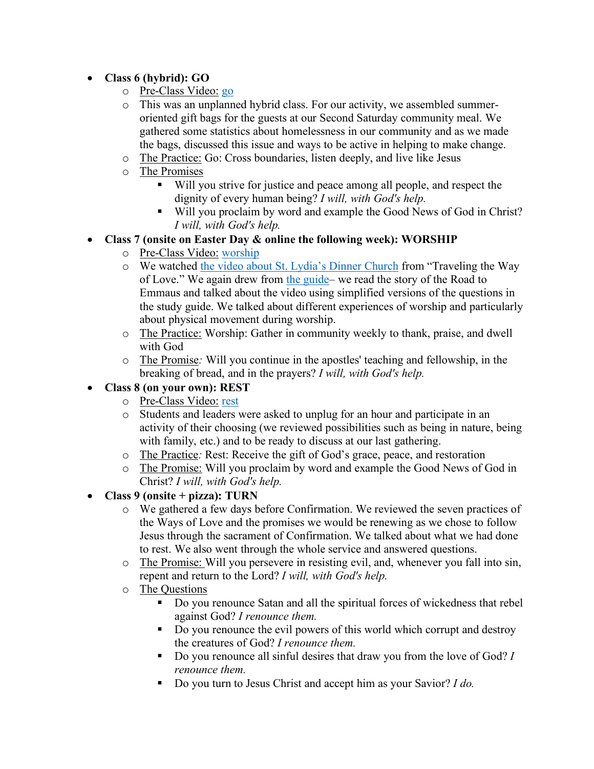- **Class 6 (hybrid): GO**
  - Pre-Class Video: go
  - This was an unplanned hybrid class. For our activity, we assembled summer-oriented gift bags for the guests at our Second Saturday community meal. We gathered some statistics about homelessness in our community and as we made the bags, discussed this issue and ways to be active in helping to make change.
  - The Practice: Go: Cross boundaries, listen deeply, and live like Jesus
  - The Promises
    - Will you strive for justice and peace among all people, and respect the dignity of every human being? *I will, with God's help.*
    - Will you proclaim by word and example the Good News of God in Christ? *I will, with God's help.*
- **Class 7 (onsite on Easter Day & online the following week): WORSHIP**
  - Pre-Class Video: worship
  - We watched the video about St. Lydia's Dinner Church from "Traveling the Way of Love." We again drew from the guide– we read the story of the Road to Emmaus and talked about the video using simplified versions of the questions in the study guide. We talked about different experiences of worship and particularly about physical movement during worship.
  - The Practice: Worship: Gather in community weekly to thank, praise, and dwell with God
  - The Promise*:* Will you continue in the apostles' teaching and fellowship, in the breaking of bread, and in the prayers? *I will, with God's help.*
- **Class 8 (on your own): REST**
  - Pre-Class Video: rest
  - Students and leaders were asked to unplug for an hour and participate in an activity of their choosing (we reviewed possibilities such as being in nature, being with family, etc.) and to be ready to discuss at our last gathering.
  - The Practice*:* Rest: Receive the gift of God's grace, peace, and restoration
  - The Promise: Will you proclaim by word and example the Good News of God in Christ? *I will, with God's help.*
- **Class 9 (onsite + pizza): TURN**
  - We gathered a few days before Confirmation. We reviewed the seven practices of the Ways of Love and the promises we would be renewing as we chose to follow Jesus through the sacrament of Confirmation. We talked about what we had done to rest. We also went through the whole service and answered questions.
  - The Promise: Will you persevere in resisting evil, and, whenever you fall into sin, repent and return to the Lord? *I will, with God's help.*
  - The Questions
    - Do you renounce Satan and all the spiritual forces of wickedness that rebel against God? *I renounce them.*
    - Do you renounce the evil powers of this world which corrupt and destroy the creatures of God? *I renounce them.*
    - Do you renounce all sinful desires that draw you from the love of God? *I renounce them.*
    - Do you turn to Jesus Christ and accept him as your Savior? *I do.*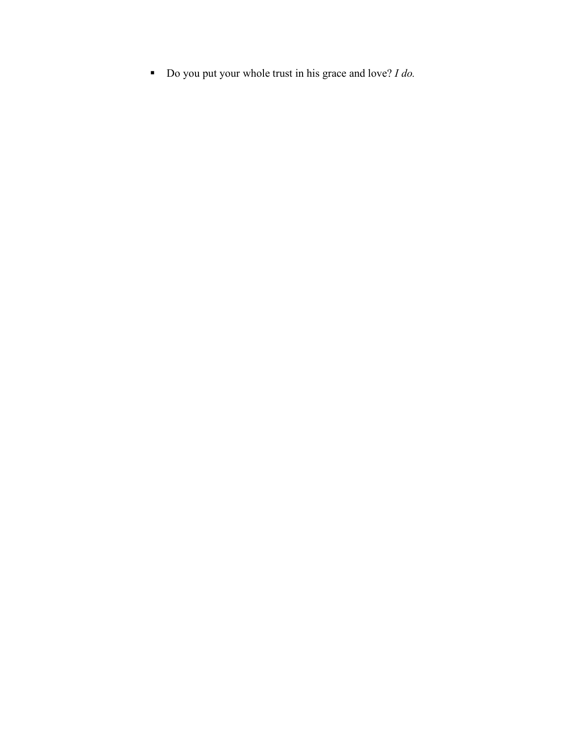- Do you put your whole trust in his grace and love? *I do.*